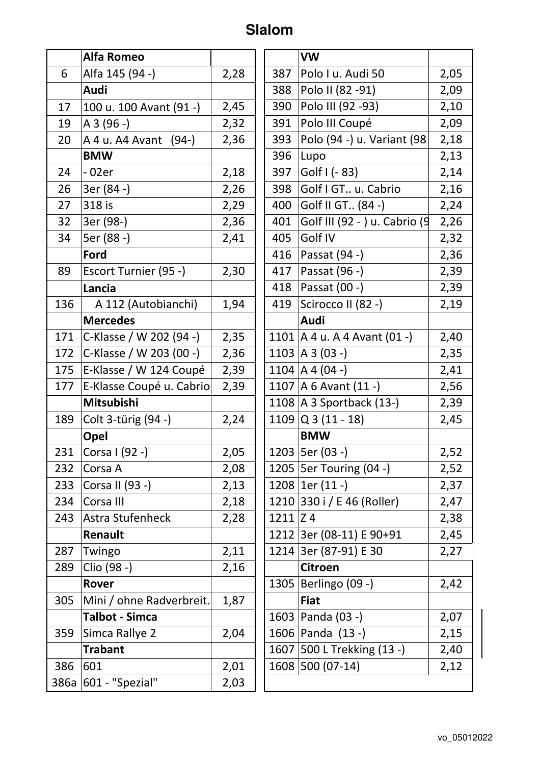# Slalom

| | Alfa Romeo | |
|---|---|---|
| 6 | Alfa 145 (94 -) | 2,28 |
| | **Audi** | |
| 17 | 100 u. 100 Avant (91 -) | 2,45 |
| 19 | A 3 (96 -) | 2,32 |
| 20 | A 4 u. A4 Avant (94-) | 2,36 |
| | **BMW** | |
| 24 | - 02er | 2,18 |
| 26 | 3er (84 -) | 2,26 |
| 27 | 318 is | 2,29 |
| 32 | 3er (98-) | 2,36 |
| 34 | 5er (88 -) | 2,41 |
| | **Ford** | |
| 89 | Escort Turnier (95 -) | 2,30 |
| | **Lancia** | |
| 136 | A 112 (Autobianchi) | 1,94 |
| | **Mercedes** | |
| 171 | C-Klasse / W 202 (94 -) | 2,35 |
| 172 | C-Klasse / W 203 (00 -) | 2,36 |
| 175 | E-Klasse / W 124 Coupé | 2,39 |
| 177 | E-Klasse Coupé u. Cabrio | 2,39 |
| | **Mitsubishi** | |
| 189 | Colt 3-türig (94 -) | 2,24 |
| | **Opel** | |
| 231 | Corsa I (92 -) | 2,05 |
| 232 | Corsa A | 2,08 |
| 233 | Corsa II (93 -) | 2,13 |
| 234 | Corsa III | 2,18 |
| 243 | Astra Stufenheck | 2,28 |
| | **Renault** | |
| 287 | Twingo | 2,11 |
| 289 | Clio (98 -) | 2,16 |
| | **Rover** | |
| 305 | Mini / ohne Radverbreit. | 1,87 |
| | **Talbot - Simca** | |
| 359 | Simca Rallye 2 | 2,04 |
| | **Trabant** | |
| 386 | 601 | 2,01 |
| 386a | 601 - "Spezial" | 2,03 |

| | VW | |
|---|---|---|
| 387 | Polo I u. Audi 50 | 2,05 |
| 388 | Polo II (82 -91) | 2,09 |
| 390 | Polo III (92 -93) | 2,10 |
| 391 | Polo III Coupé | 2,09 |
| 393 | Polo (94 -) u. Variant (98 | 2,18 |
| 396 | Lupo | 2,13 |
| 397 | Golf I (- 83) | 2,14 |
| 398 | Golf I GT.. u. Cabrio | 2,16 |
| 400 | Golf II GT.. (84 -) | 2,24 |
| 401 | Golf III (92 - ) u. Cabrio (9 | 2,26 |
| 405 | Golf IV | 2,32 |
| 416 | Passat (94 -) | 2,36 |
| 417 | Passat (96 -) | 2,39 |
| 418 | Passat (00 -) | 2,39 |
| 419 | Scirocco II (82 -) | 2,19 |
| | **Audi** | |
| 1101 | A 4 u. A 4 Avant (01 -) | 2,40 |
| 1103 | A 3 (03 -) | 2,35 |
| 1104 | A 4 (04 -) | 2,41 |
| 1107 | A 6 Avant (11 -) | 2,56 |
| 1108 | A 3 Sportback (13-) | 2,39 |
| 1109 | Q 3 (11 - 18) | 2,45 |
| | **BMW** | |
| 1203 | 5er (03 -) | 2,52 |
| 1205 | 5er Touring (04 -) | 2,52 |
| 1208 | 1er (11 -) | 2,37 |
| 1210 | 330 i / E 46 (Roller) | 2,47 |
| 1211 | Z 4 | 2,38 |
| 1212 | 3er (08-11) E 90+91 | 2,45 |
| 1214 | 3er (87-91) E 30 | 2,27 |
| | **Citroen** | |
| 1305 | Berlingo (09 -) | 2,42 |
| | **Fiat** | |
| 1603 | Panda (03 -) | 2,07 |
| 1606 | Panda (13 -) | 2,15 |
| 1607 | 500 L Trekking (13 -) | 2,40 |
| 1608 | 500 (07-14) | 2,12 |

vo_05012022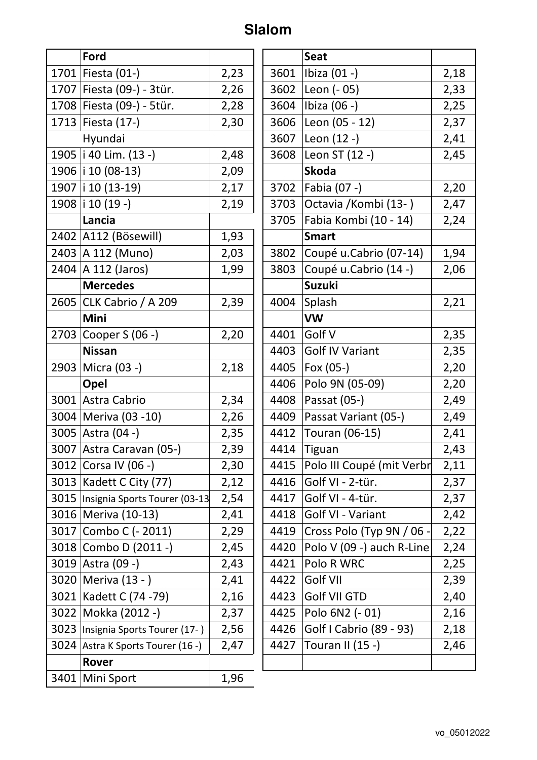# Slalom

| | | |
|---|---|---|
| | **Ford** | |
| 1701 | Fiesta (01-) | 2,23 |
| 1707 | Fiesta (09-) - 3tür. | 2,26 |
| 1708 | Fiesta (09-) - 5tür. | 2,28 |
| 1713 | Fiesta (17-) | 2,30 |
| | Hyundai | |
| 1905 | i 40 Lim. (13 -) | 2,48 |
| 1906 | i 10 (08-13) | 2,09 |
| 1907 | i 10 (13-19) | 2,17 |
| 1908 | i 10 (19 -) | 2,19 |
| | **Lancia** | |
| 2402 | A112 (Bösewill) | 1,93 |
| 2403 | A 112 (Muno) | 2,03 |
| 2404 | A 112 (Jaros) | 1,99 |
| | **Mercedes** | |
| 2605 | CLK Cabrio / A 209 | 2,39 |
| | **Mini** | |
| 2703 | Cooper S (06 -) | 2,20 |
| | **Nissan** | |
| 2903 | Micra (03 -) | 2,18 |
| | **Opel** | |
| 3001 | Astra Cabrio | 2,34 |
| 3004 | Meriva (03 -10) | 2,26 |
| 3005 | Astra (04 -) | 2,35 |
| 3007 | Astra Caravan (05-) | 2,39 |
| 3012 | Corsa IV (06 -) | 2,30 |
| 3013 | Kadett C City (77) | 2,12 |
| 3015 | Insignia Sports Tourer (03-13 | 2,54 |
| 3016 | Meriva (10-13) | 2,41 |
| 3017 | Combo C (- 2011) | 2,29 |
| 3018 | Combo D (2011 -) | 2,45 |
| 3019 | Astra (09 -) | 2,43 |
| 3020 | Meriva (13 - ) | 2,41 |
| 3021 | Kadett C (74 -79) | 2,16 |
| 3022 | Mokka (2012 -) | 2,37 |
| 3023 | Insignia Sports Tourer (17- ) | 2,56 |
| 3024 | Astra K Sports Tourer (16 -) | 2,47 |
| | **Rover** | |
| 3401 | Mini Sport | 1,96 |

| | | |
|---|---|---|
| | **Seat** | |
| 3601 | Ibiza (01 -) | 2,18 |
| 3602 | Leon (- 05) | 2,33 |
| 3604 | Ibiza (06 -) | 2,25 |
| 3606 | Leon (05 - 12) | 2,37 |
| 3607 | Leon (12 -) | 2,41 |
| 3608 | Leon ST (12 -) | 2,45 |
| | **Skoda** | |
| 3702 | Fabia (07 -) | 2,20 |
| 3703 | Octavia /Kombi (13- ) | 2,47 |
| 3705 | Fabia Kombi (10 - 14) | 2,24 |
| | **Smart** | |
| 3802 | Coupé u.Cabrio (07-14) | 1,94 |
| 3803 | Coupé u.Cabrio (14 -) | 2,06 |
| | **Suzuki** | |
| 4004 | Splash | 2,21 |
| | **VW** | |
| 4401 | Golf V | 2,35 |
| 4403 | Golf IV Variant | 2,35 |
| 4405 | Fox (05-) | 2,20 |
| 4406 | Polo 9N (05-09) | 2,20 |
| 4408 | Passat (05-) | 2,49 |
| 4409 | Passat Variant (05-) | 2,49 |
| 4412 | Touran (06-15) | 2,41 |
| 4414 | Tiguan | 2,43 |
| 4415 | Polo III Coupé (mit Verbr | 2,11 |
| 4416 | Golf VI - 2-tür. | 2,37 |
| 4417 | Golf VI - 4-tür. | 2,37 |
| 4418 | Golf VI - Variant | 2,42 |
| 4419 | Cross Polo (Typ 9N / 06 - | 2,22 |
| 4420 | Polo V (09 -) auch R-Line | 2,24 |
| 4421 | Polo R WRC | 2,25 |
| 4422 | Golf VII | 2,39 |
| 4423 | Golf VII GTD | 2,40 |
| 4425 | Polo 6N2 (- 01) | 2,16 |
| 4426 | Golf I Cabrio (89 - 93) | 2,18 |
| 4427 | Touran II (15 -) | 2,46 |

vo_05012022